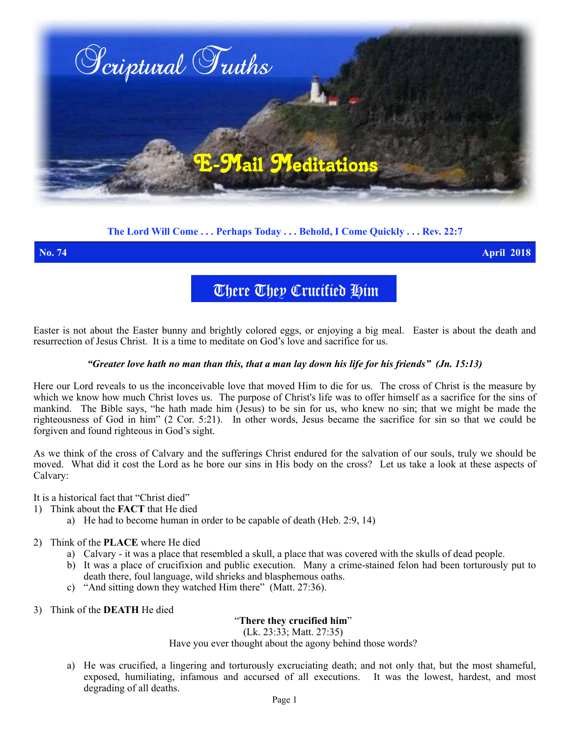# Scriptural Truths

## E-Mail Meditations

**The Lord Will Come . . . Perhaps Today . . . Behold, I Come Quickly . . . Rev. 22:7**

**No. 74** **April 2018**

## There They Crucified Him

Easter is not about the Easter bunny and brightly colored eggs, or enjoying a big meal. Easter is about the death and resurrection of Jesus Christ. It is a time to meditate on God's love and sacrifice for us.

***"Greater love hath no man than this, that a man lay down his life for his friends" (Jn. 15:13)***

Here our Lord reveals to us the inconceivable love that moved Him to die for us. The cross of Christ is the measure by which we know how much Christ loves us. The purpose of Christ's life was to offer himself as a sacrifice for the sins of mankind. The Bible says, "he hath made him (Jesus) to be sin for us, who knew no sin; that we might be made the righteousness of God in him" (2 Cor. 5:21). In other words, Jesus became the sacrifice for sin so that we could be forgiven and found righteous in God's sight.

As we think of the cross of Calvary and the sufferings Christ endured for the salvation of our souls, truly we should be moved. What did it cost the Lord as he bore our sins in His body on the cross? Let us take a look at these aspects of Calvary:

It is a historical fact that "Christ died"

1) Think about the **FACT** that He died
   a) He had to become human in order to be capable of death (Heb. 2:9, 14)

2) Think of the **PLACE** where He died
   a) Calvary - it was a place that resembled a skull, a place that was covered with the skulls of dead people.
   b) It was a place of crucifixion and public execution. Many a crime-stained felon had been torturously put to death there, foul language, wild shrieks and blasphemous oaths.
   c) "And sitting down they watched Him there" (Matt. 27:36).

3) Think of the **DEATH** He died

"**There they crucified him**"
(Lk. 23:33; Matt. 27:35)
Have you ever thought about the agony behind those words?

   a) He was crucified, a lingering and torturously excruciating death; and not only that, but the most shameful, exposed, humiliating, infamous and accursed of all executions. It was the lowest, hardest, and most degrading of all deaths.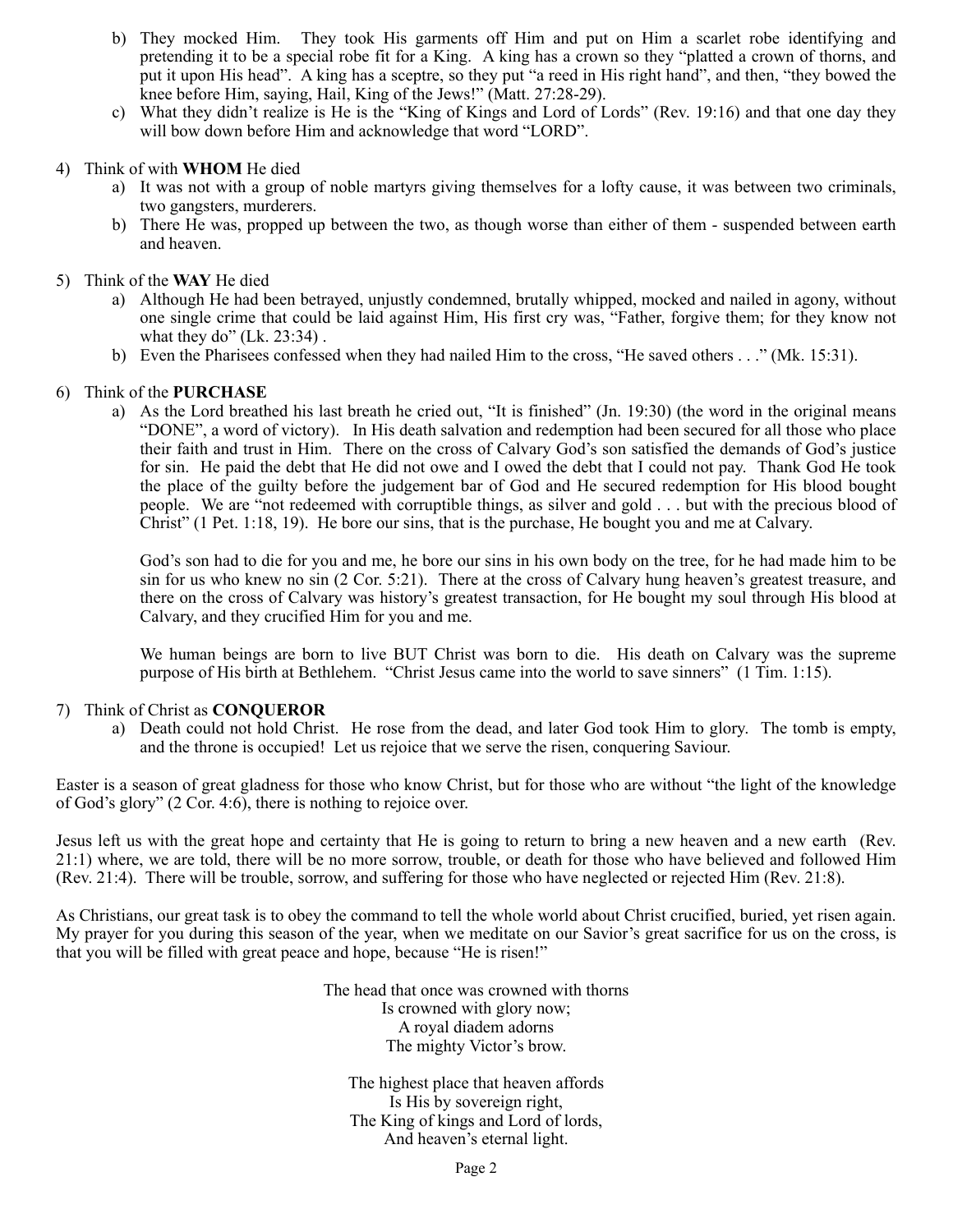b) They mocked Him. They took His garments off Him and put on Him a scarlet robe identifying and pretending it to be a special robe fit for a King. A king has a crown so they "platted a crown of thorns, and put it upon His head". A king has a sceptre, so they put "a reed in His right hand", and then, "they bowed the knee before Him, saying, Hail, King of the Jews!" (Matt. 27:28-29).
   c) What they didn't realize is He is the "King of Kings and Lord of Lords" (Rev. 19:16) and that one day they will bow down before Him and acknowledge that word "LORD".

4) Think of with **WHOM** He died
   a) It was not with a group of noble martyrs giving themselves for a lofty cause, it was between two criminals, two gangsters, murderers.
   b) There He was, propped up between the two, as though worse than either of them - suspended between earth and heaven.

5) Think of the **WAY** He died
   a) Although He had been betrayed, unjustly condemned, brutally whipped, mocked and nailed in agony, without one single crime that could be laid against Him, His first cry was, "Father, forgive them; for they know not what they do" (Lk. 23:34) .
   b) Even the Pharisees confessed when they had nailed Him to the cross, "He saved others . . ." (Mk. 15:31).

6) Think of the **PURCHASE**
   a) As the Lord breathed his last breath he cried out, "It is finished" (Jn. 19:30) (the word in the original means "DONE", a word of victory). In His death salvation and redemption had been secured for all those who place their faith and trust in Him. There on the cross of Calvary God's son satisfied the demands of God's justice for sin. He paid the debt that He did not owe and I owed the debt that I could not pay. Thank God He took the place of the guilty before the judgement bar of God and He secured redemption for His blood bought people. We are "not redeemed with corruptible things, as silver and gold . . . but with the precious blood of Christ" (1 Pet. 1:18, 19). He bore our sins, that is the purchase, He bought you and me at Calvary.

      God's son had to die for you and me, he bore our sins in his own body on the tree, for he had made him to be sin for us who knew no sin (2 Cor. 5:21). There at the cross of Calvary hung heaven's greatest treasure, and there on the cross of Calvary was history's greatest transaction, for He bought my soul through His blood at Calvary, and they crucified Him for you and me.

      We human beings are born to live BUT Christ was born to die. His death on Calvary was the supreme purpose of His birth at Bethlehem. "Christ Jesus came into the world to save sinners" (1 Tim. 1:15).

7) Think of Christ as **CONQUEROR**
   a) Death could not hold Christ. He rose from the dead, and later God took Him to glory. The tomb is empty, and the throne is occupied! Let us rejoice that we serve the risen, conquering Saviour.

Easter is a season of great gladness for those who know Christ, but for those who are without "the light of the knowledge of God's glory" (2 Cor. 4:6), there is nothing to rejoice over.

Jesus left us with the great hope and certainty that He is going to return to bring a new heaven and a new earth (Rev. 21:1) where, we are told, there will be no more sorrow, trouble, or death for those who have believed and followed Him (Rev. 21:4). There will be trouble, sorrow, and suffering for those who have neglected or rejected Him (Rev. 21:8).

As Christians, our great task is to obey the command to tell the whole world about Christ crucified, buried, yet risen again. My prayer for you during this season of the year, when we meditate on our Savior's great sacrifice for us on the cross, is that you will be filled with great peace and hope, because "He is risen!"

The head that once was crowned with thorns
Is crowned with glory now;
A royal diadem adorns
The mighty Victor's brow.

The highest place that heaven affords
Is His by sovereign right,
The King of kings and Lord of lords,
And heaven's eternal light.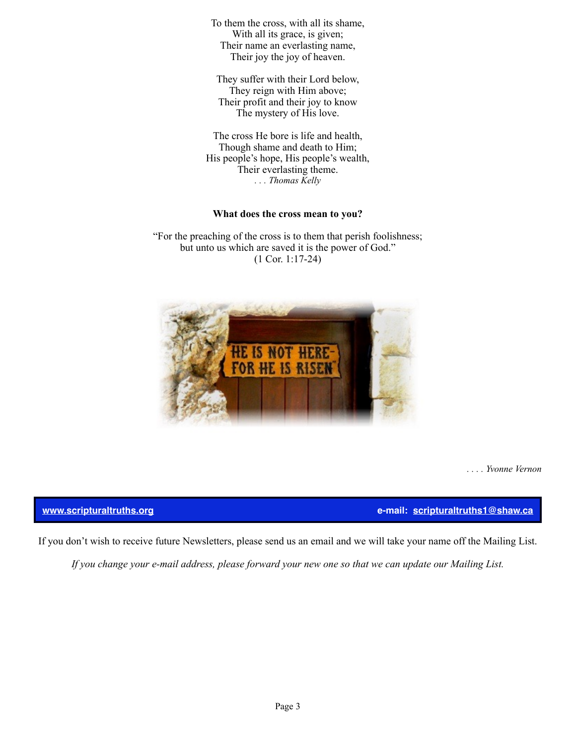To them the cross, with all its shame,
With all its grace, is given;
Their name an everlasting name,
Their joy the joy of heaven.

They suffer with their Lord below,
They reign with Him above;
Their profit and their joy to know
The mystery of His love.

The cross He bore is life and health,
Though shame and death to Him;
His people's hope, His people's wealth,
Their everlasting theme.
*. . . Thomas Kelly*

**What does the cross mean to you?**

"For the preaching of the cross is to them that perish foolishness;
but unto us which are saved it is the power of God."
(1 Cor. 1:17-24)

*. . . . Yvonne Vernon*

**www.scripturaltruths.org** **e-mail: scripturaltruths1@shaw.ca**

If you don't wish to receive future Newsletters, please send us an email and we will take your name off the Mailing List.

*If you change your e-mail address, please forward your new one so that we can update our Mailing List.*